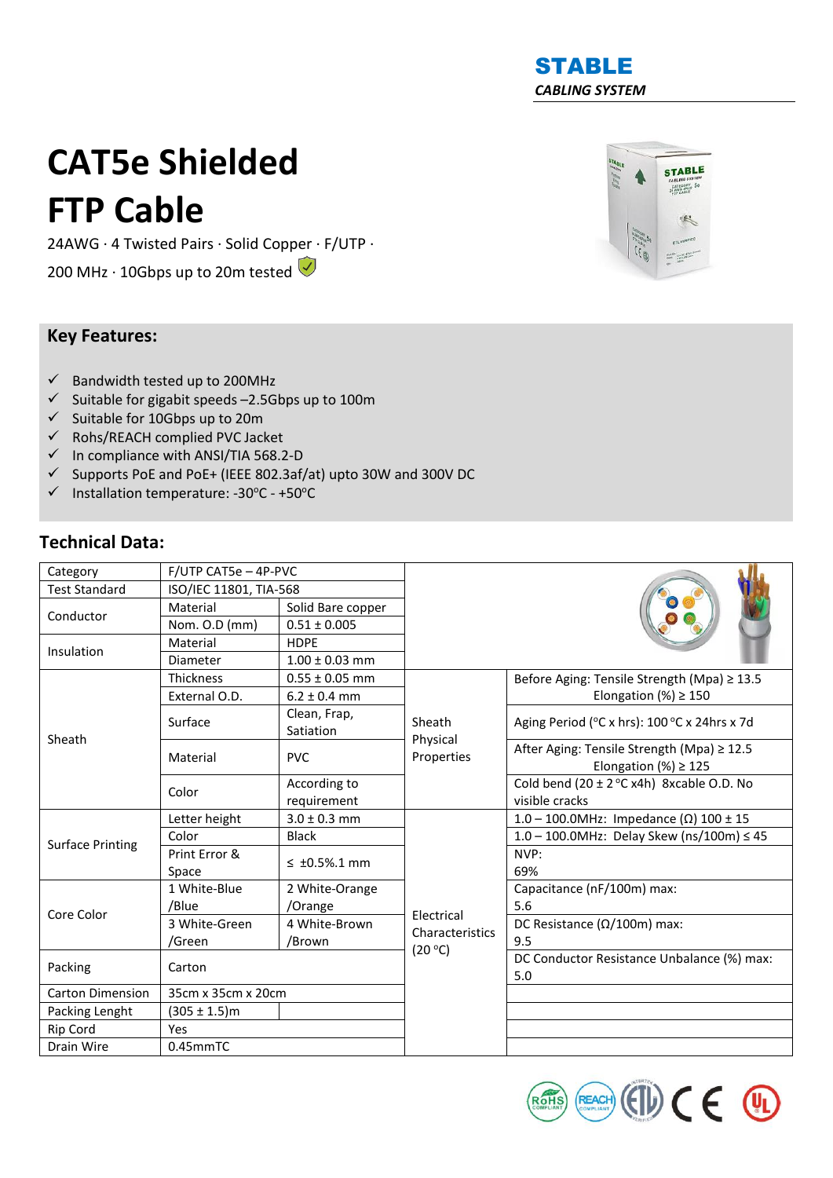**STABLE**
*CABLING SYSTEM*

# CAT5e Shielded FTP Cable

24AWG · 4 Twisted Pairs · Solid Copper · F/UTP ·

200 MHz · 10Gbps up to 20m tested

## Key Features:

- ✓ Bandwidth tested up to 200MHz
- ✓ Suitable for gigabit speeds –2.5Gbps up to 100m
- ✓ Suitable for 10Gbps up to 20m
- ✓ Rohs/REACH complied PVC Jacket
- ✓ In compliance with ANSI/TIA 568.2-D
- ✓ Supports PoE and PoE+ (IEEE 802.3af/at) upto 30W and 300V DC
- ✓ Installation temperature: -30°C - +50°C

## Technical Data:

| | | | | |
|---|---|---|---|---|
| Category | F/UTP CAT5e – 4P-PVC | | | |
| Test Standard | ISO/IEC 11801, TIA-568 | | | |
| Conductor | Material | Solid Bare copper | | |
| | Nom. O.D (mm) | 0.51 ± 0.005 | | |
| Insulation | Material | HDPE | | |
| | Diameter | 1.00 ± 0.03 mm | | |
| Sheath | Thickness | 0.55 ± 0.05 mm | Sheath Physical Properties | Before Aging: Tensile Strength (Mpa) ≥ 13.5 Elongation (%) ≥ 150 |
| | External O.D. | 6.2 ± 0.4 mm | | |
| | Surface | Clean, Frap, Satiation | | Aging Period (°C x hrs): 100 °C x 24hrs x 7d |
| | Material | PVC | | After Aging: Tensile Strength (Mpa) ≥ 12.5 Elongation (%) ≥ 125 |
| | Color | According to requirement | | Cold bend (20 ± 2 °C x4h) 8xcable O.D. No visible cracks |
| Surface Printing | Letter height | 3.0 ± 0.3 mm | Electrical Characteristics (20 °C) | 1.0 – 100.0MHz: Impedance (Ω) 100 ± 15 |
| | Color | Black | | 1.0 – 100.0MHz: Delay Skew (ns/100m) ≤ 45 |
| | Print Error & Space | ≤ ±0.5%.1 mm | | NVP: 69% |
| Core Color | 1 White-Blue /Blue | 2 White-Orange /Orange | | Capacitance (nF/100m) max: 5.6 |
| | 3 White-Green /Green | 4 White-Brown /Brown | | DC Resistance (Ω/100m) max: 9.5 |
| Packing | Carton | | | DC Conductor Resistance Unbalance (%) max: 5.0 |
| Carton Dimension | 35cm x 35cm x 20cm | | | |
| Packing Lenght | (305 ± 1.5)m | | | |
| Rip Cord | Yes | | | |
| Drain Wire | 0.45mmTC | | | |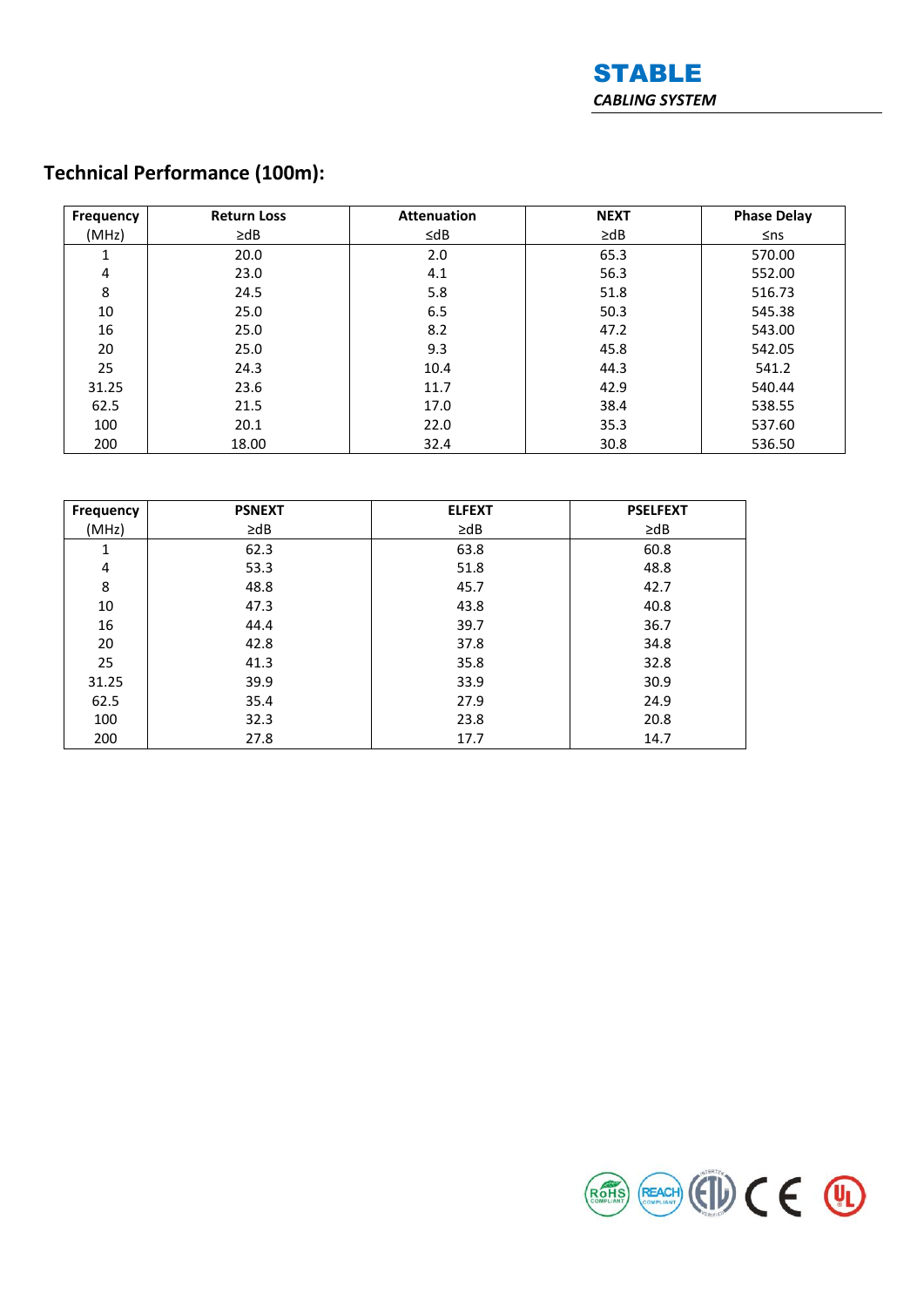## Technical Performance (100m):

| Frequency (MHz) | Return Loss ≥dB | Attenuation ≤dB | NEXT ≥dB | Phase Delay ≤ns |
|---|---|---|---|---|
| 1 | 20.0 | 2.0 | 65.3 | 570.00 |
| 4 | 23.0 | 4.1 | 56.3 | 552.00 |
| 8 | 24.5 | 5.8 | 51.8 | 516.73 |
| 10 | 25.0 | 6.5 | 50.3 | 545.38 |
| 16 | 25.0 | 8.2 | 47.2 | 543.00 |
| 20 | 25.0 | 9.3 | 45.8 | 542.05 |
| 25 | 24.3 | 10.4 | 44.3 | 541.2 |
| 31.25 | 23.6 | 11.7 | 42.9 | 540.44 |
| 62.5 | 21.5 | 17.0 | 38.4 | 538.55 |
| 100 | 20.1 | 22.0 | 35.3 | 537.60 |
| 200 | 18.00 | 32.4 | 30.8 | 536.50 |

| Frequency (MHz) | PSNEXT ≥dB | ELFEXT ≥dB | PSELFEXT ≥dB |
|---|---|---|---|
| 1 | 62.3 | 63.8 | 60.8 |
| 4 | 53.3 | 51.8 | 48.8 |
| 8 | 48.8 | 45.7 | 42.7 |
| 10 | 47.3 | 43.8 | 40.8 |
| 16 | 44.4 | 39.7 | 36.7 |
| 20 | 42.8 | 37.8 | 34.8 |
| 25 | 41.3 | 35.8 | 32.8 |
| 31.25 | 39.9 | 33.9 | 30.9 |
| 62.5 | 35.4 | 27.9 | 24.9 |
| 100 | 32.3 | 23.8 | 20.8 |
| 200 | 27.8 | 17.7 | 14.7 |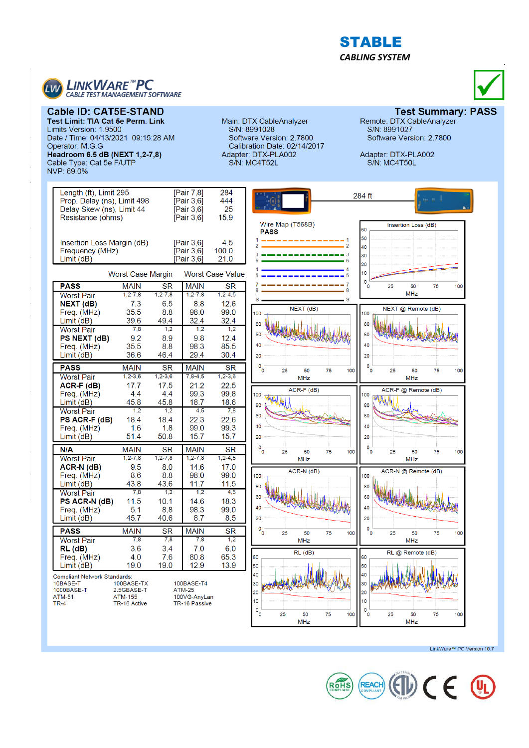# STABLE
*CABLING SYSTEM*

**LINKWARE™ PC**
CABLE TEST MANAGEMENT SOFTWARE

## Cable ID: CAT5E-STAND

## Test Summary: PASS

**Test Limit: TIA Cat 5e Perm. Link**
Limits Version: 1.9500
Date / Time: 04/13/2021 09:15:28 AM
Operator: M.G.G
**Headroom 6.5 dB (NEXT 1,2-7,8)**
Cable Type: Cat 5e F/UTP
NVP: 69.0%

Main: DTX CableAnalyzer
S/N: 8991028
Software Version: 2.7800
Calibration Date: 02/14/2017
Adapter: DTX-PLA002
S/N: MC4T52L

Remote: DTX CableAnalyzer
S/N: 8991027
Software Version: 2.7800

Adapter: DTX-PLA002
S/N: MC4T50L

| | | |
|---|---|---|
| Length (ft), Limit 295 | [Pair 7,8] | 284 |
| Prop. Delay (ns), Limit 498 | [Pair 3,6] | 444 |
| Delay Skew (ns), Limit 44 | [Pair 3,6] | 25 |
| Resistance (ohms) | [Pair 3,6] | 15.9 |
| Insertion Loss Margin (dB) | [Pair 3,6] | 4.5 |
| Frequency (MHz) | [Pair 3,6] | 100.0 |
| Limit (dB) | [Pair 3,6] | 21.0 |

| | Worst Case Margin | | Worst Case Value | |
|---|---|---|---|---|
| **PASS** | MAIN | SR | MAIN | SR |
| Worst Pair | 1,2-7,8 | 1,2-7,8 | 1,2-7,8 | 1,2-4,5 |
| **NEXT (dB)** | 7.3 | 6.5 | 8.8 | 12.6 |
| Freq. (MHz) | 35.5 | 8.8 | 98.0 | 99.0 |
| Limit (dB) | 39.6 | 49.4 | 32.4 | 32.4 |
| Worst Pair | 7,8 | 1,2 | 1,2 | 1,2 |
| **PS NEXT (dB)** | 9.2 | 8.9 | 9.8 | 12.4 |
| Freq. (MHz) | 35.5 | 8.8 | 98.3 | 85.5 |
| Limit (dB) | 36.6 | 46.4 | 29.4 | 30.4 |
| **PASS** | MAIN | SR | MAIN | SR |
| Worst Pair | 1,2-3,6 | 1,2-3,6 | 7,8-4,5 | 1,2-3,6 |
| **ACR-F (dB)** | 17.7 | 17.5 | 21.2 | 22.5 |
| Freq. (MHz) | 4.4 | 4.4 | 99.3 | 99.8 |
| Limit (dB) | 45.8 | 45.8 | 18.7 | 18.6 |
| Worst Pair | 1,2 | 1,2 | 4,5 | 7,8 |
| **PS ACR-F (dB)** | 18.4 | 18.4 | 22.3 | 22.6 |
| Freq. (MHz) | 1.6 | 1.8 | 99.0 | 99.3 |
| Limit (dB) | 51.4 | 50.8 | 15.7 | 15.7 |
| **N/A** | MAIN | SR | MAIN | SR |
| Worst Pair | 1,2-7,8 | 1,2-7,8 | 1,2-7,8 | 1,2-4,5 |
| **ACR-N (dB)** | 9.5 | 8.0 | 14.6 | 17.0 |
| Freq. (MHz) | 8.6 | 8.8 | 98.0 | 99.0 |
| Limit (dB) | 43.8 | 43.6 | 11.7 | 11.5 |
| Worst Pair | 7,8 | 1,2 | 1,2 | 4,5 |
| **PS ACR-N (dB)** | 11.5 | 10.1 | 14.6 | 18.3 |
| Freq. (MHz) | 5.1 | 8.8 | 98.3 | 99.0 |
| Limit (dB) | 45.7 | 40.6 | 8.7 | 8.5 |
| **PASS** | MAIN | SR | MAIN | SR |
| Worst Pair | 7,8 | 7,8 | 7,8 | 1,2 |
| **RL (dB)** | 3.6 | 3.4 | 7.0 | 6.0 |
| Freq. (MHz) | 4.0 | 7.6 | 80.8 | 65.3 |
| Limit (dB) | 19.0 | 19.0 | 12.9 | 13.9 |

Compliant Network Standards:

| | | |
|---|---|---|
| 10BASE-T | 100BASE-TX | 100BASE-T4 |
| 1000BASE-T | 2.5GBASE-T | ATM-25 |
| ATM-51 | ATM-155 | 100VG-AnyLan |
| TR-4 | TR-16 Active | TR-16 Passive |

284 ft

Wire Map (T568B)
**PASS**
1 2 3 6 4 5 7 8 S

Insertion Loss (dB)
60 50 40 30 20 10 0
0 25 50 75 100
MHz

NEXT (dB)
100 80 60 40 20 0
0 25 50 75 100
MHz

NEXT @ Remote (dB)
100 80 60 40 20 0
0 25 50 75 100
MHz

ACR-F (dB)
100 80 60 40 20 0
0 25 50 75 100
MHz

ACR-F @ Remote (dB)
100 80 60 40 20 0
0 25 50 75 100
MHz

ACR-N (dB)
100 80 60 40 20 0
0 25 50 75 100
MHz

ACR-N @ Remote (dB)
100 80 60 40 20 0
0 25 50 75 100
MHz

RL (dB)
60 50 40 30 20 10 0
0 25 50 75 100
MHz

RL @ Remote (dB)
60 50 40 30 20 10 0
0 25 50 75 100
MHz

LinkWare™ PC Version 10.7

RoHS COMPLIANT REACH COMPLIANT ETL CE UL